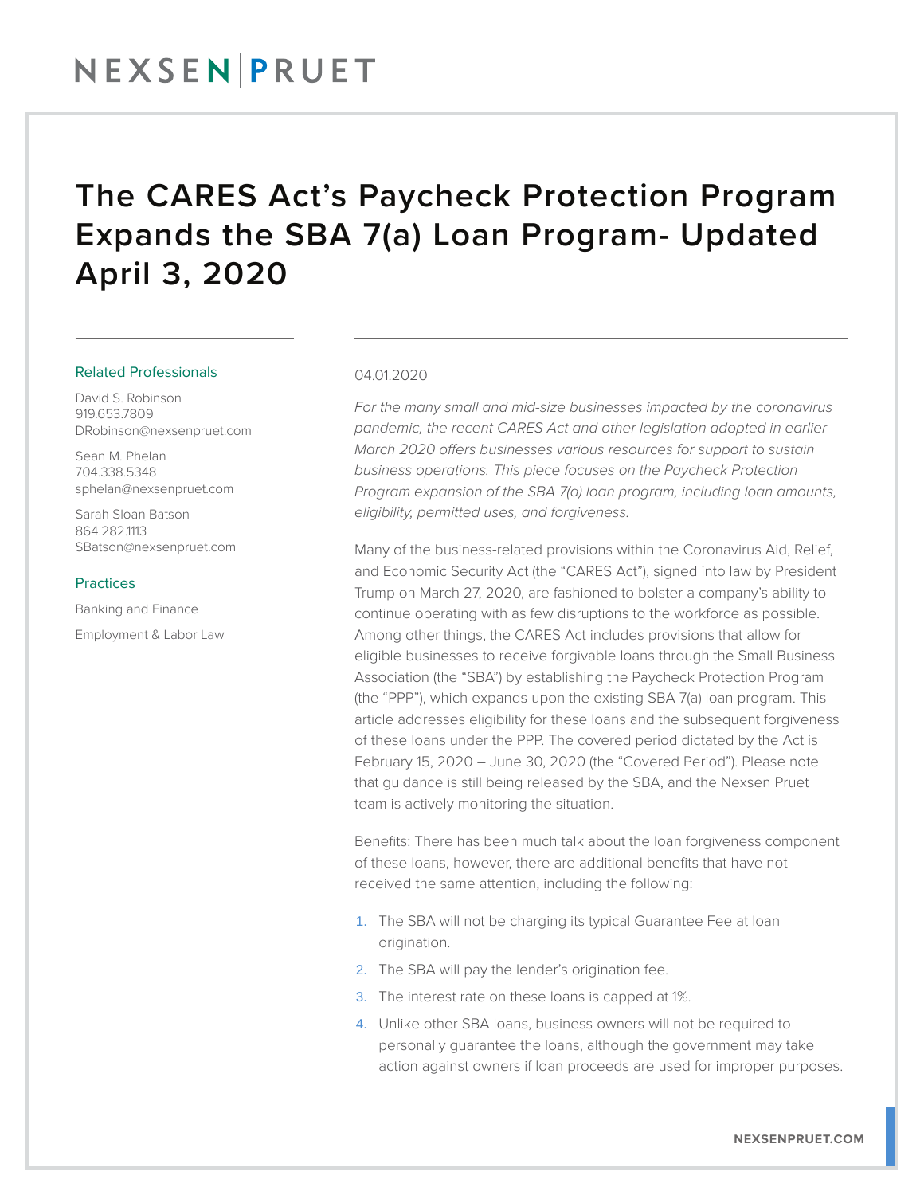# The CARES Act's Paycheck Protection Program Expands the SBA 7(a) Loan Program- Updated April 3, 2020

**Related Professionals**

David S. Robinson
919.653.7809
DRobinson@nexsenpruet.com

Sean M. Phelan
704.338.5348
sphelan@nexsenpruet.com

Sarah Sloan Batson
864.282.1113
SBatson@nexsenpruet.com

**Practices**

Banking and Finance

Employment & Labor Law

04.01.2020

*For the many small and mid-size businesses impacted by the coronavirus pandemic, the recent CARES Act and other legislation adopted in earlier March 2020 offers businesses various resources for support to sustain business operations. This piece focuses on the Paycheck Protection Program expansion of the SBA 7(a) loan program, including loan amounts, eligibility, permitted uses, and forgiveness.*

Many of the business-related provisions within the Coronavirus Aid, Relief, and Economic Security Act (the "CARES Act"), signed into law by President Trump on March 27, 2020, are fashioned to bolster a company's ability to continue operating with as few disruptions to the workforce as possible. Among other things, the CARES Act includes provisions that allow for eligible businesses to receive forgivable loans through the Small Business Association (the "SBA") by establishing the Paycheck Protection Program (the "PPP"), which expands upon the existing SBA 7(a) loan program. This article addresses eligibility for these loans and the subsequent forgiveness of these loans under the PPP. The covered period dictated by the Act is February 15, 2020 – June 30, 2020 (the "Covered Period"). Please note that guidance is still being released by the SBA, and the Nexsen Pruet team is actively monitoring the situation.

Benefits: There has been much talk about the loan forgiveness component of these loans, however, there are additional benefits that have not received the same attention, including the following:

1. The SBA will not be charging its typical Guarantee Fee at loan origination.
2. The SBA will pay the lender's origination fee.
3. The interest rate on these loans is capped at 1%.
4. Unlike other SBA loans, business owners will not be required to personally guarantee the loans, although the government may take action against owners if loan proceeds are used for improper purposes.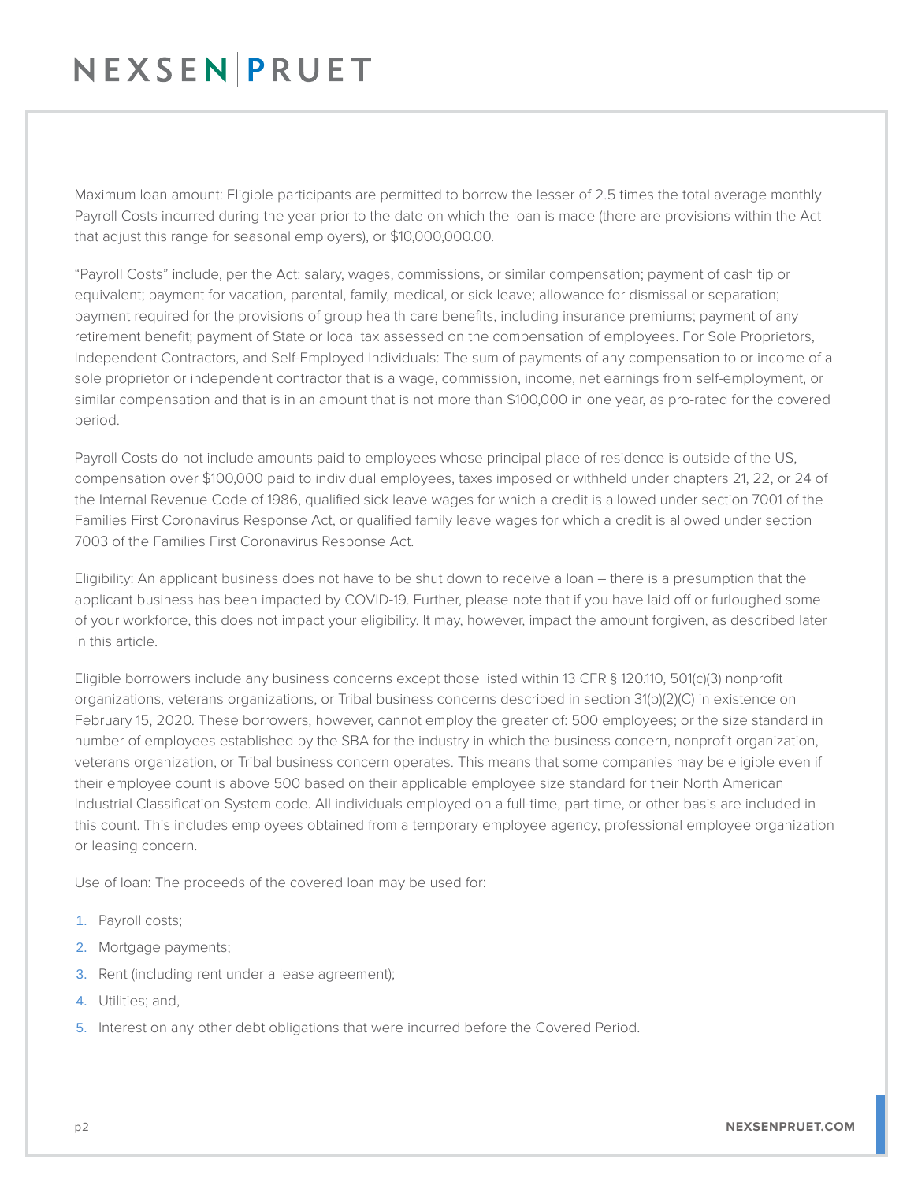Maximum loan amount: Eligible participants are permitted to borrow the lesser of 2.5 times the total average monthly Payroll Costs incurred during the year prior to the date on which the loan is made (there are provisions within the Act that adjust this range for seasonal employers), or $10,000,000.00.

"Payroll Costs" include, per the Act: salary, wages, commissions, or similar compensation; payment of cash tip or equivalent; payment for vacation, parental, family, medical, or sick leave; allowance for dismissal or separation; payment required for the provisions of group health care benefits, including insurance premiums; payment of any retirement benefit; payment of State or local tax assessed on the compensation of employees. For Sole Proprietors, Independent Contractors, and Self-Employed Individuals: The sum of payments of any compensation to or income of a sole proprietor or independent contractor that is a wage, commission, income, net earnings from self-employment, or similar compensation and that is in an amount that is not more than $100,000 in one year, as pro-rated for the covered period.

Payroll Costs do not include amounts paid to employees whose principal place of residence is outside of the US, compensation over $100,000 paid to individual employees, taxes imposed or withheld under chapters 21, 22, or 24 of the Internal Revenue Code of 1986, qualified sick leave wages for which a credit is allowed under section 7001 of the Families First Coronavirus Response Act, or qualified family leave wages for which a credit is allowed under section 7003 of the Families First Coronavirus Response Act.

Eligibility: An applicant business does not have to be shut down to receive a loan – there is a presumption that the applicant business has been impacted by COVID-19. Further, please note that if you have laid off or furloughed some of your workforce, this does not impact your eligibility. It may, however, impact the amount forgiven, as described later in this article.

Eligible borrowers include any business concerns except those listed within 13 CFR § 120.110, 501(c)(3) nonprofit organizations, veterans organizations, or Tribal business concerns described in section 31(b)(2)(C) in existence on February 15, 2020. These borrowers, however, cannot employ the greater of: 500 employees; or the size standard in number of employees established by the SBA for the industry in which the business concern, nonprofit organization, veterans organization, or Tribal business concern operates. This means that some companies may be eligible even if their employee count is above 500 based on their applicable employee size standard for their North American Industrial Classification System code. All individuals employed on a full-time, part-time, or other basis are included in this count. This includes employees obtained from a temporary employee agency, professional employee organization or leasing concern.

Use of loan: The proceeds of the covered loan may be used for:

1. Payroll costs;
2. Mortgage payments;
3. Rent (including rent under a lease agreement);
4. Utilities; and,
5. Interest on any other debt obligations that were incurred before the Covered Period.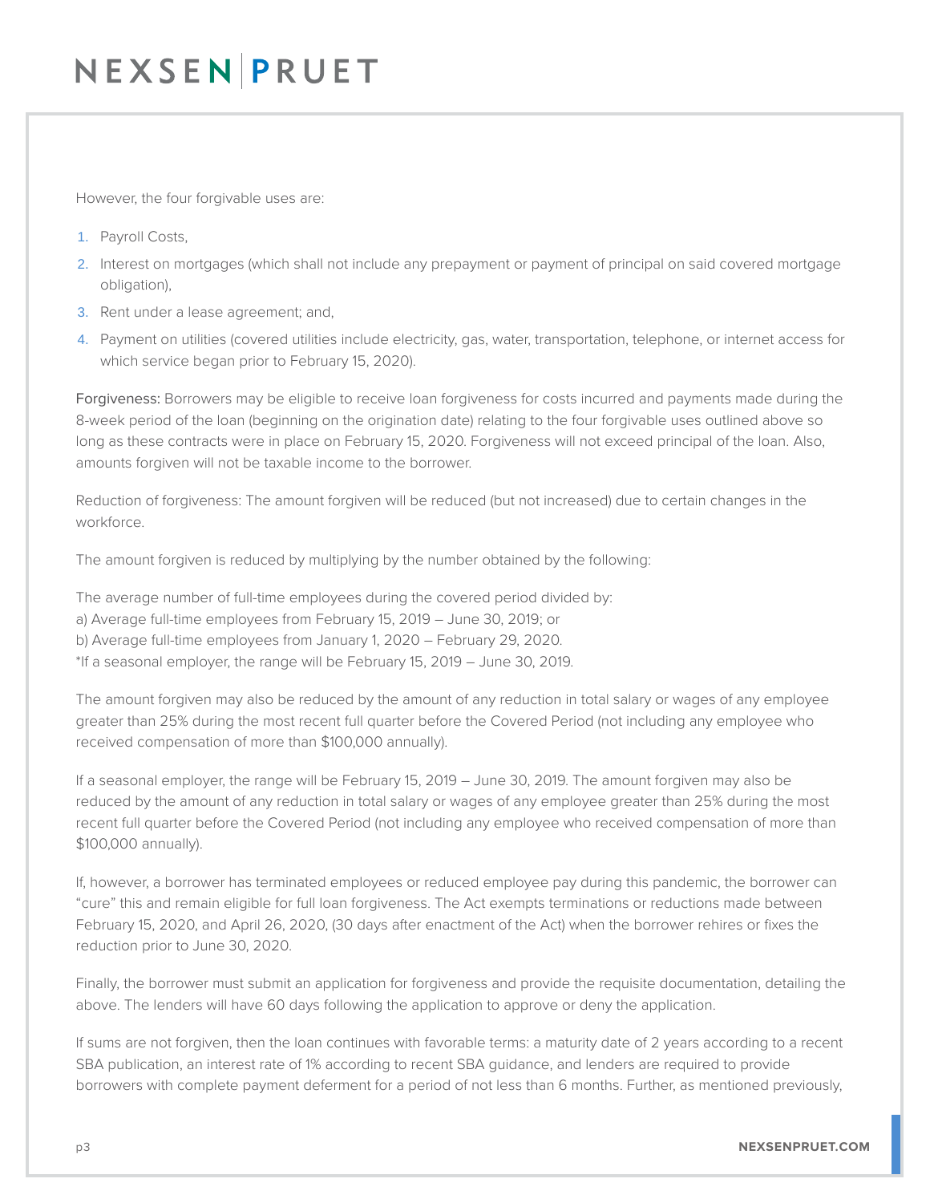However, the four forgivable uses are:

1. Payroll Costs,
2. Interest on mortgages (which shall not include any prepayment or payment of principal on said covered mortgage obligation),
3. Rent under a lease agreement; and,
4. Payment on utilities (covered utilities include electricity, gas, water, transportation, telephone, or internet access for which service began prior to February 15, 2020).

Forgiveness: Borrowers may be eligible to receive loan forgiveness for costs incurred and payments made during the 8-week period of the loan (beginning on the origination date) relating to the four forgivable uses outlined above so long as these contracts were in place on February 15, 2020. Forgiveness will not exceed principal of the loan. Also, amounts forgiven will not be taxable income to the borrower.

Reduction of forgiveness: The amount forgiven will be reduced (but not increased) due to certain changes in the workforce.

The amount forgiven is reduced by multiplying by the number obtained by the following:

The average number of full-time employees during the covered period divided by:
a) Average full-time employees from February 15, 2019 – June 30, 2019; or
b) Average full-time employees from January 1, 2020 – February 29, 2020.
*If a seasonal employer, the range will be February 15, 2019 – June 30, 2019.

The amount forgiven may also be reduced by the amount of any reduction in total salary or wages of any employee greater than 25% during the most recent full quarter before the Covered Period (not including any employee who received compensation of more than $100,000 annually).

If a seasonal employer, the range will be February 15, 2019 – June 30, 2019. The amount forgiven may also be reduced by the amount of any reduction in total salary or wages of any employee greater than 25% during the most recent full quarter before the Covered Period (not including any employee who received compensation of more than $100,000 annually).

If, however, a borrower has terminated employees or reduced employee pay during this pandemic, the borrower can "cure" this and remain eligible for full loan forgiveness. The Act exempts terminations or reductions made between February 15, 2020, and April 26, 2020, (30 days after enactment of the Act) when the borrower rehires or fixes the reduction prior to June 30, 2020.

Finally, the borrower must submit an application for forgiveness and provide the requisite documentation, detailing the above. The lenders will have 60 days following the application to approve or deny the application.

If sums are not forgiven, then the loan continues with favorable terms: a maturity date of 2 years according to a recent SBA publication, an interest rate of 1% according to recent SBA guidance, and lenders are required to provide borrowers with complete payment deferment for a period of not less than 6 months. Further, as mentioned previously,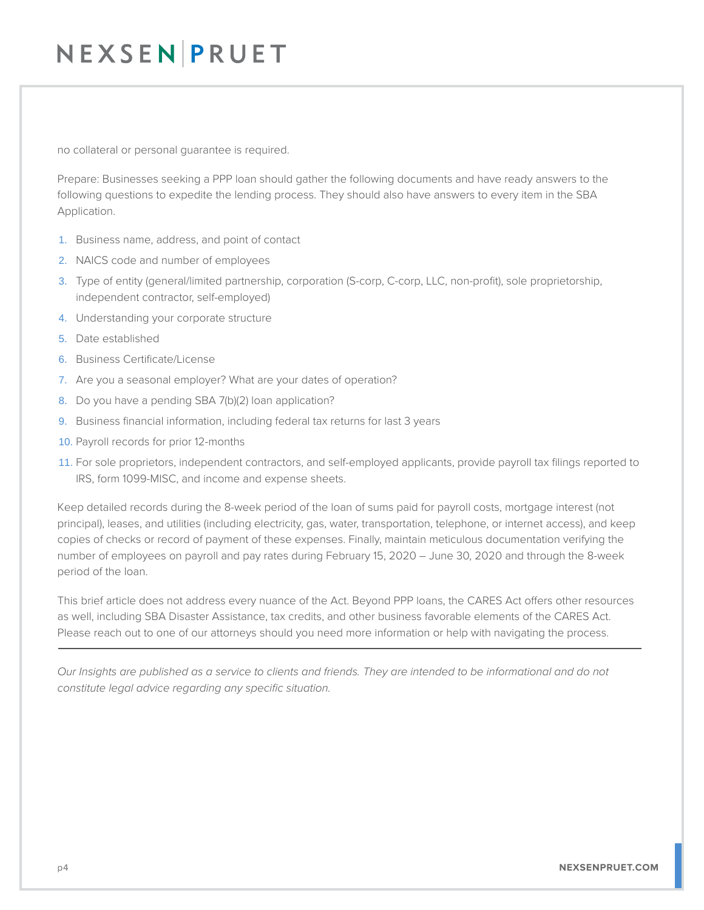no collateral or personal guarantee is required.

Prepare: Businesses seeking a PPP loan should gather the following documents and have ready answers to the following questions to expedite the lending process. They should also have answers to every item in the SBA Application.

1. Business name, address, and point of contact
2. NAICS code and number of employees
3. Type of entity (general/limited partnership, corporation (S-corp, C-corp, LLC, non-profit), sole proprietorship, independent contractor, self-employed)
4. Understanding your corporate structure
5. Date established
6. Business Certificate/License
7. Are you a seasonal employer? What are your dates of operation?
8. Do you have a pending SBA 7(b)(2) loan application?
9. Business financial information, including federal tax returns for last 3 years
10. Payroll records for prior 12-months
11. For sole proprietors, independent contractors, and self-employed applicants, provide payroll tax filings reported to IRS, form 1099-MISC, and income and expense sheets.

Keep detailed records during the 8-week period of the loan of sums paid for payroll costs, mortgage interest (not principal), leases, and utilities (including electricity, gas, water, transportation, telephone, or internet access), and keep copies of checks or record of payment of these expenses. Finally, maintain meticulous documentation verifying the number of employees on payroll and pay rates during February 15, 2020 – June 30, 2020 and through the 8-week period of the loan.

This brief article does not address every nuance of the Act. Beyond PPP loans, the CARES Act offers other resources as well, including SBA Disaster Assistance, tax credits, and other business favorable elements of the CARES Act. Please reach out to one of our attorneys should you need more information or help with navigating the process.

---

*Our Insights are published as a service to clients and friends. They are intended to be informational and do not constitute legal advice regarding any specific situation.*